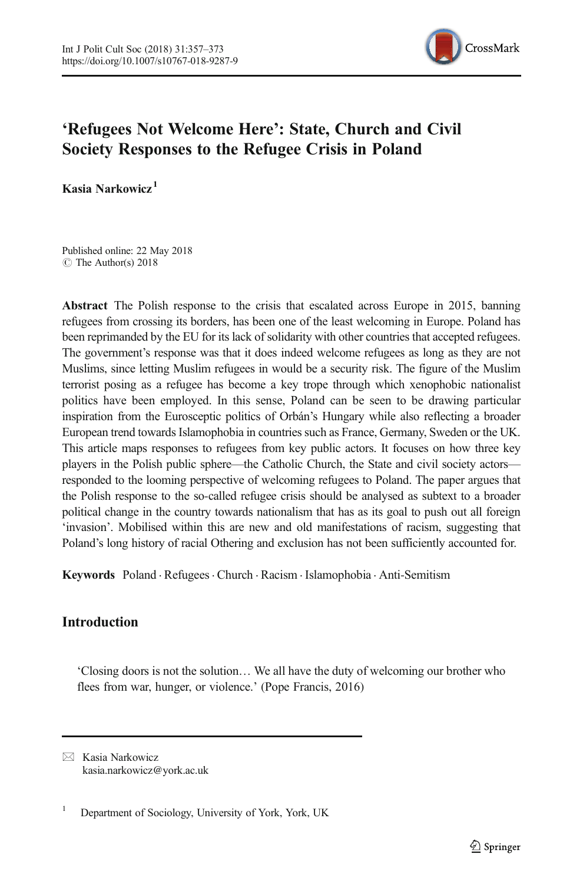# 'Refugees Not Welcome Here': State, Church and Civil Society Responses to the Refugee Crisis in Poland

**Kasia Narkowicz**[1]

Published online: 22 May 2018
© The Author(s) 2018

**Abstract** The Polish response to the crisis that escalated across Europe in 2015, banning refugees from crossing its borders, has been one of the least welcoming in Europe. Poland has been reprimanded by the EU for its lack of solidarity with other countries that accepted refugees. The government's response was that it does indeed welcome refugees as long as they are not Muslims, since letting Muslim refugees in would be a security risk. The figure of the Muslim terrorist posing as a refugee has become a key trope through which xenophobic nationalist politics have been employed. In this sense, Poland can be seen to be drawing particular inspiration from the Eurosceptic politics of Orbán's Hungary while also reflecting a broader European trend towards Islamophobia in countries such as France, Germany, Sweden or the UK. This article maps responses to refugees from key public actors. It focuses on how three key players in the Polish public sphere—the Catholic Church, the State and civil society actors—responded to the looming perspective of welcoming refugees to Poland. The paper argues that the Polish response to the so-called refugee crisis should be analysed as subtext to a broader political change in the country towards nationalism that has as its goal to push out all foreign 'invasion'. Mobilised within this are new and old manifestations of racism, suggesting that Poland's long history of racial Othering and exclusion has not been sufficiently accounted for.

**Keywords** Poland · Refugees · Church · Racism · Islamophobia · Anti-Semitism

## Introduction

> 'Closing doors is not the solution… We all have the duty of welcoming our brother who flees from war, hunger, or violence.' (Pope Francis, 2016)

---

✉ Kasia Narkowicz
kasia.narkowicz@york.ac.uk

[1] Department of Sociology, University of York, York, UK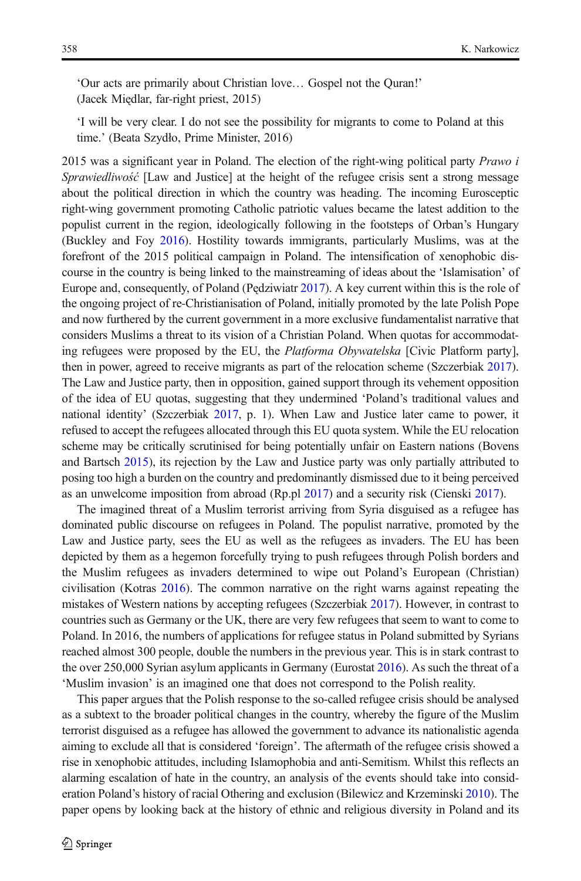'Our acts are primarily about Christian love… Gospel not the Quran!' (Jacek Międlar, far-right priest, 2015)

'I will be very clear. I do not see the possibility for migrants to come to Poland at this time.' (Beata Szydło, Prime Minister, 2016)

2015 was a significant year in Poland. The election of the right-wing political party *Prawo i Sprawiedliwość* [Law and Justice] at the height of the refugee crisis sent a strong message about the political direction in which the country was heading. The incoming Eurosceptic right-wing government promoting Catholic patriotic values became the latest addition to the populist current in the region, ideologically following in the footsteps of Orban's Hungary (Buckley and Foy 2016). Hostility towards immigrants, particularly Muslims, was at the forefront of the 2015 political campaign in Poland. The intensification of xenophobic discourse in the country is being linked to the mainstreaming of ideas about the 'Islamisation' of Europe and, consequently, of Poland (Pędziwiatr 2017). A key current within this is the role of the ongoing project of re-Christianisation of Poland, initially promoted by the late Polish Pope and now furthered by the current government in a more exclusive fundamentalist narrative that considers Muslims a threat to its vision of a Christian Poland. When quotas for accommodating refugees were proposed by the EU, the *Platforma Obywatelska* [Civic Platform party], then in power, agreed to receive migrants as part of the relocation scheme (Szczerbiak 2017). The Law and Justice party, then in opposition, gained support through its vehement opposition of the idea of EU quotas, suggesting that they undermined 'Poland's traditional values and national identity' (Szczerbiak 2017, p. 1). When Law and Justice later came to power, it refused to accept the refugees allocated through this EU quota system. While the EU relocation scheme may be critically scrutinised for being potentially unfair on Eastern nations (Bovens and Bartsch 2015), its rejection by the Law and Justice party was only partially attributed to posing too high a burden on the country and predominantly dismissed due to it being perceived as an unwelcome imposition from abroad (Rp.pl 2017) and a security risk (Cienski 2017).

The imagined threat of a Muslim terrorist arriving from Syria disguised as a refugee has dominated public discourse on refugees in Poland. The populist narrative, promoted by the Law and Justice party, sees the EU as well as the refugees as invaders. The EU has been depicted by them as a hegemon forcefully trying to push refugees through Polish borders and the Muslim refugees as invaders determined to wipe out Poland's European (Christian) civilisation (Kotras 2016). The common narrative on the right warns against repeating the mistakes of Western nations by accepting refugees (Szczerbiak 2017). However, in contrast to countries such as Germany or the UK, there are very few refugees that seem to want to come to Poland. In 2016, the numbers of applications for refugee status in Poland submitted by Syrians reached almost 300 people, double the numbers in the previous year. This is in stark contrast to the over 250,000 Syrian asylum applicants in Germany (Eurostat 2016). As such the threat of a 'Muslim invasion' is an imagined one that does not correspond to the Polish reality.

This paper argues that the Polish response to the so-called refugee crisis should be analysed as a subtext to the broader political changes in the country, whereby the figure of the Muslim terrorist disguised as a refugee has allowed the government to advance its nationalistic agenda aiming to exclude all that is considered 'foreign'. The aftermath of the refugee crisis showed a rise in xenophobic attitudes, including Islamophobia and anti-Semitism. Whilst this reflects an alarming escalation of hate in the country, an analysis of the events should take into consideration Poland's history of racial Othering and exclusion (Bilewicz and Krzeminski 2010). The paper opens by looking back at the history of ethnic and religious diversity in Poland and its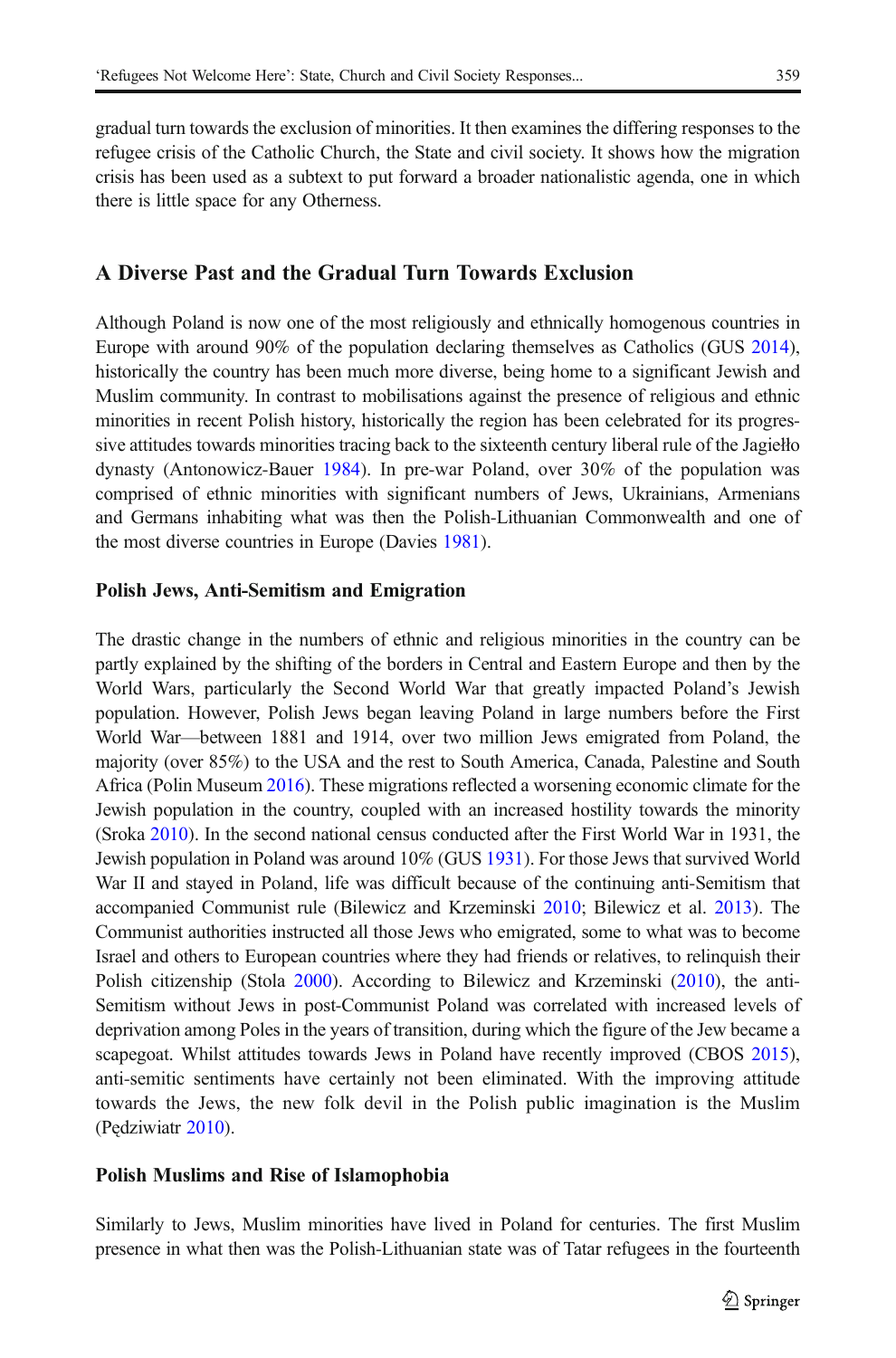gradual turn towards the exclusion of minorities. It then examines the differing responses to the refugee crisis of the Catholic Church, the State and civil society. It shows how the migration crisis has been used as a subtext to put forward a broader nationalistic agenda, one in which there is little space for any Otherness.

## A Diverse Past and the Gradual Turn Towards Exclusion

Although Poland is now one of the most religiously and ethnically homogenous countries in Europe with around 90% of the population declaring themselves as Catholics (GUS 2014), historically the country has been much more diverse, being home to a significant Jewish and Muslim community. In contrast to mobilisations against the presence of religious and ethnic minorities in recent Polish history, historically the region has been celebrated for its progressive attitudes towards minorities tracing back to the sixteenth century liberal rule of the Jagiełło dynasty (Antonowicz-Bauer 1984). In pre-war Poland, over 30% of the population was comprised of ethnic minorities with significant numbers of Jews, Ukrainians, Armenians and Germans inhabiting what was then the Polish-Lithuanian Commonwealth and one of the most diverse countries in Europe (Davies 1981).

### Polish Jews, Anti-Semitism and Emigration

The drastic change in the numbers of ethnic and religious minorities in the country can be partly explained by the shifting of the borders in Central and Eastern Europe and then by the World Wars, particularly the Second World War that greatly impacted Poland's Jewish population. However, Polish Jews began leaving Poland in large numbers before the First World War—between 1881 and 1914, over two million Jews emigrated from Poland, the majority (over 85%) to the USA and the rest to South America, Canada, Palestine and South Africa (Polin Museum 2016). These migrations reflected a worsening economic climate for the Jewish population in the country, coupled with an increased hostility towards the minority (Sroka 2010). In the second national census conducted after the First World War in 1931, the Jewish population in Poland was around 10% (GUS 1931). For those Jews that survived World War II and stayed in Poland, life was difficult because of the continuing anti-Semitism that accompanied Communist rule (Bilewicz and Krzeminski 2010; Bilewicz et al. 2013). The Communist authorities instructed all those Jews who emigrated, some to what was to become Israel and others to European countries where they had friends or relatives, to relinquish their Polish citizenship (Stola 2000). According to Bilewicz and Krzeminski (2010), the anti-Semitism without Jews in post-Communist Poland was correlated with increased levels of deprivation among Poles in the years of transition, during which the figure of the Jew became a scapegoat. Whilst attitudes towards Jews in Poland have recently improved (CBOS 2015), anti-semitic sentiments have certainly not been eliminated. With the improving attitude towards the Jews, the new folk devil in the Polish public imagination is the Muslim (Pędziwiatr 2010).

### Polish Muslims and Rise of Islamophobia

Similarly to Jews, Muslim minorities have lived in Poland for centuries. The first Muslim presence in what then was the Polish-Lithuanian state was of Tatar refugees in the fourteenth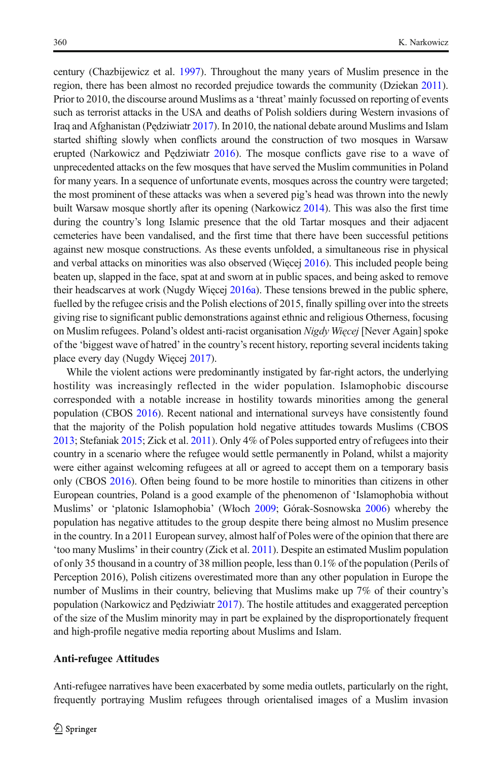century (Chazbijewicz et al. 1997). Throughout the many years of Muslim presence in the region, there has been almost no recorded prejudice towards the community (Dziekan 2011). Prior to 2010, the discourse around Muslims as a 'threat' mainly focussed on reporting of events such as terrorist attacks in the USA and deaths of Polish soldiers during Western invasions of Iraq and Afghanistan (Pędziwiatr 2017). In 2010, the national debate around Muslims and Islam started shifting slowly when conflicts around the construction of two mosques in Warsaw erupted (Narkowicz and Pędziwiatr 2016). The mosque conflicts gave rise to a wave of unprecedented attacks on the few mosques that have served the Muslim communities in Poland for many years. In a sequence of unfortunate events, mosques across the country were targeted; the most prominent of these attacks was when a severed pig's head was thrown into the newly built Warsaw mosque shortly after its opening (Narkowicz 2014). This was also the first time during the country's long Islamic presence that the old Tartar mosques and their adjacent cemeteries have been vandalised, and the first time that there have been successful petitions against new mosque constructions. As these events unfolded, a simultaneous rise in physical and verbal attacks on minorities was also observed (Więcej 2016). This included people being beaten up, slapped in the face, spat at and sworn at in public spaces, and being asked to remove their headscarves at work (Nugdy Więcej 2016a). These tensions brewed in the public sphere, fuelled by the refugee crisis and the Polish elections of 2015, finally spilling over into the streets giving rise to significant public demonstrations against ethnic and religious Otherness, focusing on Muslim refugees. Poland's oldest anti-racist organisation *Nigdy Więcej* [Never Again] spoke of the 'biggest wave of hatred' in the country's recent history, reporting several incidents taking place every day (Nugdy Więcej 2017).

While the violent actions were predominantly instigated by far-right actors, the underlying hostility was increasingly reflected in the wider population. Islamophobic discourse corresponded with a notable increase in hostility towards minorities among the general population (CBOS 2016). Recent national and international surveys have consistently found that the majority of the Polish population hold negative attitudes towards Muslims (CBOS 2013; Stefaniak 2015; Zick et al. 2011). Only 4% of Poles supported entry of refugees into their country in a scenario where the refugee would settle permanently in Poland, whilst a majority were either against welcoming refugees at all or agreed to accept them on a temporary basis only (CBOS 2016). Often being found to be more hostile to minorities than citizens in other European countries, Poland is a good example of the phenomenon of 'Islamophobia without Muslims' or 'platonic Islamophobia' (Włoch 2009; Górak-Sosnowska 2006) whereby the population has negative attitudes to the group despite there being almost no Muslim presence in the country. In a 2011 European survey, almost half of Poles were of the opinion that there are 'too many Muslims' in their country (Zick et al. 2011). Despite an estimated Muslim population of only 35 thousand in a country of 38 million people, less than 0.1% of the population (Perils of Perception 2016), Polish citizens overestimated more than any other population in Europe the number of Muslims in their country, believing that Muslims make up 7% of their country's population (Narkowicz and Pędziwiatr 2017). The hostile attitudes and exaggerated perception of the size of the Muslim minority may in part be explained by the disproportionately frequent and high-profile negative media reporting about Muslims and Islam.

## Anti-refugee Attitudes

Anti-refugee narratives have been exacerbated by some media outlets, particularly on the right, frequently portraying Muslim refugees through orientalised images of a Muslim invasion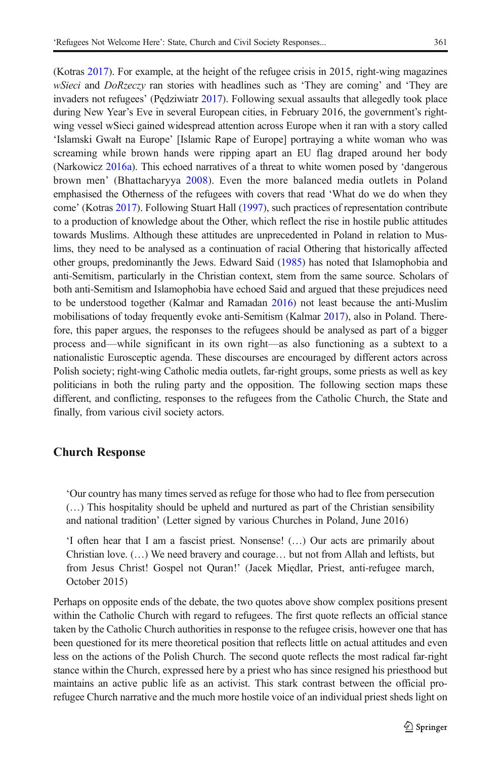(Kotras 2017). For example, at the height of the refugee crisis in 2015, right-wing magazines *wSieci* and *DoRzeczy* ran stories with headlines such as 'They are coming' and 'They are invaders not refugees' (Pędziwiatr 2017). Following sexual assaults that allegedly took place during New Year's Eve in several European cities, in February 2016, the government's right-wing vessel wSieci gained widespread attention across Europe when it ran with a story called 'Islamski Gwałt na Europe' [Islamic Rape of Europe] portraying a white woman who was screaming while brown hands were ripping apart an EU flag draped around her body (Narkowicz 2016a). This echoed narratives of a threat to white women posed by 'dangerous brown men' (Bhattacharyya 2008). Even the more balanced media outlets in Poland emphasised the Otherness of the refugees with covers that read 'What do we do when they come' (Kotras 2017). Following Stuart Hall (1997), such practices of representation contribute to a production of knowledge about the Other, which reflect the rise in hostile public attitudes towards Muslims. Although these attitudes are unprecedented in Poland in relation to Muslims, they need to be analysed as a continuation of racial Othering that historically affected other groups, predominantly the Jews. Edward Said (1985) has noted that Islamophobia and anti-Semitism, particularly in the Christian context, stem from the same source. Scholars of both anti-Semitism and Islamophobia have echoed Said and argued that these prejudices need to be understood together (Kalmar and Ramadan 2016) not least because the anti-Muslim mobilisations of today frequently evoke anti-Semitism (Kalmar 2017), also in Poland. Therefore, this paper argues, the responses to the refugees should be analysed as part of a bigger process and—while significant in its own right—as also functioning as a subtext to a nationalistic Eurosceptic agenda. These discourses are encouraged by different actors across Polish society; right-wing Catholic media outlets, far-right groups, some priests as well as key politicians in both the ruling party and the opposition. The following section maps these different, and conflicting, responses to the refugees from the Catholic Church, the State and finally, from various civil society actors.

## Church Response

> 'Our country has many times served as refuge for those who had to flee from persecution (…) This hospitality should be upheld and nurtured as part of the Christian sensibility and national tradition' (Letter signed by various Churches in Poland, June 2016)

> 'I often hear that I am a fascist priest. Nonsense! (…) Our acts are primarily about Christian love. (…) We need bravery and courage… but not from Allah and leftists, but from Jesus Christ! Gospel not Quran!' (Jacek Międlar, Priest, anti-refugee march, October 2015)

Perhaps on opposite ends of the debate, the two quotes above show complex positions present within the Catholic Church with regard to refugees. The first quote reflects an official stance taken by the Catholic Church authorities in response to the refugee crisis, however one that has been questioned for its mere theoretical position that reflects little on actual attitudes and even less on the actions of the Polish Church. The second quote reflects the most radical far-right stance within the Church, expressed here by a priest who has since resigned his priesthood but maintains an active public life as an activist. This stark contrast between the official pro-refugee Church narrative and the much more hostile voice of an individual priest sheds light on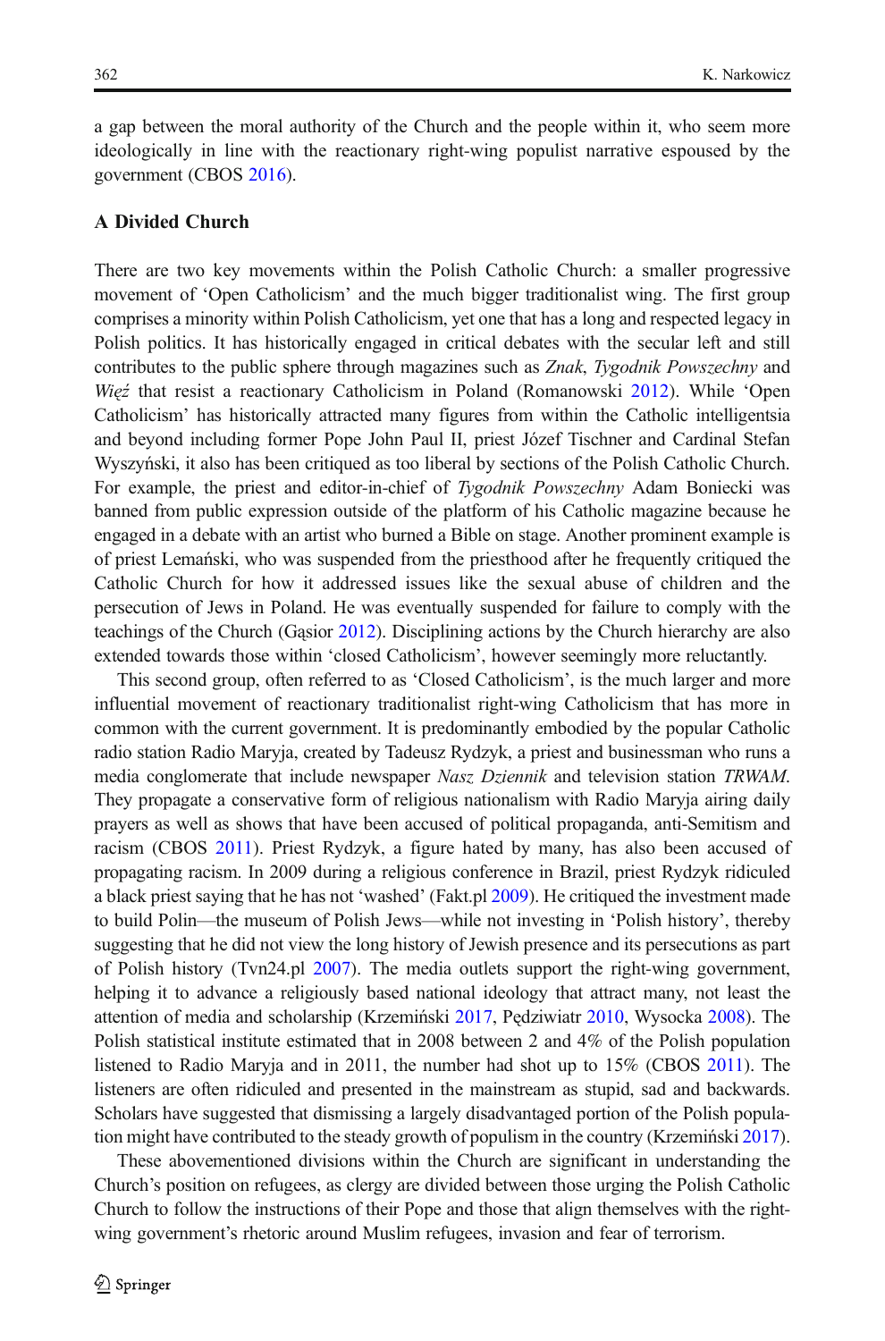a gap between the moral authority of the Church and the people within it, who seem more ideologically in line with the reactionary right-wing populist narrative espoused by the government (CBOS 2016).

## A Divided Church

There are two key movements within the Polish Catholic Church: a smaller progressive movement of 'Open Catholicism' and the much bigger traditionalist wing. The first group comprises a minority within Polish Catholicism, yet one that has a long and respected legacy in Polish politics. It has historically engaged in critical debates with the secular left and still contributes to the public sphere through magazines such as *Znak*, *Tygodnik Powszechny* and *Więź* that resist a reactionary Catholicism in Poland (Romanowski 2012). While 'Open Catholicism' has historically attracted many figures from within the Catholic intelligentsia and beyond including former Pope John Paul II, priest Józef Tischner and Cardinal Stefan Wyszyński, it also has been critiqued as too liberal by sections of the Polish Catholic Church. For example, the priest and editor-in-chief of *Tygodnik Powszechny* Adam Boniecki was banned from public expression outside of the platform of his Catholic magazine because he engaged in a debate with an artist who burned a Bible on stage. Another prominent example is of priest Lemański, who was suspended from the priesthood after he frequently critiqued the Catholic Church for how it addressed issues like the sexual abuse of children and the persecution of Jews in Poland. He was eventually suspended for failure to comply with the teachings of the Church (Gąsior 2012). Disciplining actions by the Church hierarchy are also extended towards those within 'closed Catholicism', however seemingly more reluctantly.

This second group, often referred to as 'Closed Catholicism', is the much larger and more influential movement of reactionary traditionalist right-wing Catholicism that has more in common with the current government. It is predominantly embodied by the popular Catholic radio station Radio Maryja, created by Tadeusz Rydzyk, a priest and businessman who runs a media conglomerate that include newspaper *Nasz Dziennik* and television station *TRWAM*. They propagate a conservative form of religious nationalism with Radio Maryja airing daily prayers as well as shows that have been accused of political propaganda, anti-Semitism and racism (CBOS 2011). Priest Rydzyk, a figure hated by many, has also been accused of propagating racism. In 2009 during a religious conference in Brazil, priest Rydzyk ridiculed a black priest saying that he has not 'washed' (Fakt.pl 2009). He critiqued the investment made to build Polin—the museum of Polish Jews—while not investing in 'Polish history', thereby suggesting that he did not view the long history of Jewish presence and its persecutions as part of Polish history (Tvn24.pl 2007). The media outlets support the right-wing government, helping it to advance a religiously based national ideology that attract many, not least the attention of media and scholarship (Krzemiński 2017, Pędziwiatr 2010, Wysocka 2008). The Polish statistical institute estimated that in 2008 between 2 and 4% of the Polish population listened to Radio Maryja and in 2011, the number had shot up to 15% (CBOS 2011). The listeners are often ridiculed and presented in the mainstream as stupid, sad and backwards. Scholars have suggested that dismissing a largely disadvantaged portion of the Polish population might have contributed to the steady growth of populism in the country (Krzemiński 2017).

These abovementioned divisions within the Church are significant in understanding the Church's position on refugees, as clergy are divided between those urging the Polish Catholic Church to follow the instructions of their Pope and those that align themselves with the right-wing government's rhetoric around Muslim refugees, invasion and fear of terrorism.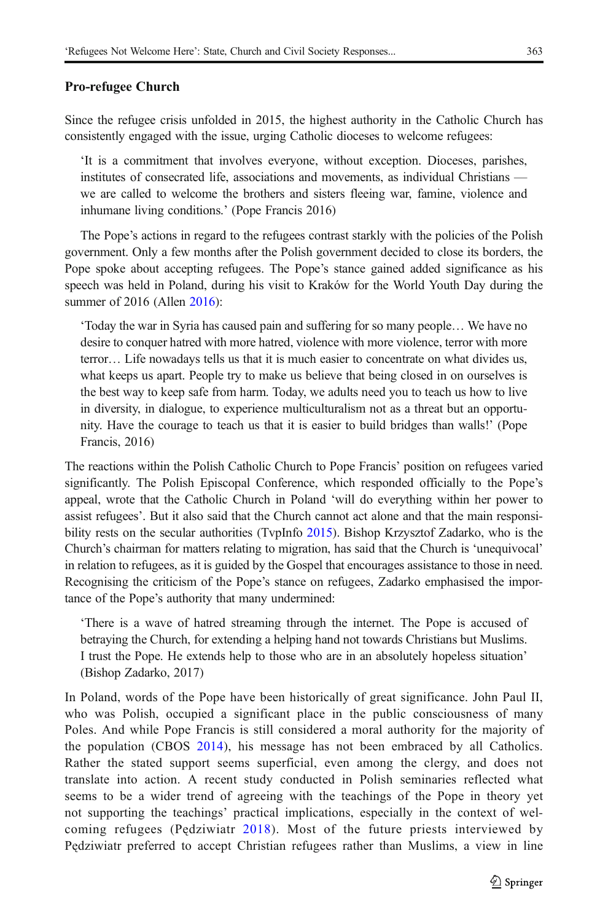### Pro-refugee Church

Since the refugee crisis unfolded in 2015, the highest authority in the Catholic Church has consistently engaged with the issue, urging Catholic dioceses to welcome refugees:

> 'It is a commitment that involves everyone, without exception. Dioceses, parishes, institutes of consecrated life, associations and movements, as individual Christians — we are called to welcome the brothers and sisters fleeing war, famine, violence and inhumane living conditions.' (Pope Francis 2016)

The Pope's actions in regard to the refugees contrast starkly with the policies of the Polish government. Only a few months after the Polish government decided to close its borders, the Pope spoke about accepting refugees. The Pope's stance gained added significance as his speech was held in Poland, during his visit to Kraków for the World Youth Day during the summer of 2016 (Allen 2016):

> 'Today the war in Syria has caused pain and suffering for so many people… We have no desire to conquer hatred with more hatred, violence with more violence, terror with more terror… Life nowadays tells us that it is much easier to concentrate on what divides us, what keeps us apart. People try to make us believe that being closed in on ourselves is the best way to keep safe from harm. Today, we adults need you to teach us how to live in diversity, in dialogue, to experience multiculturalism not as a threat but an opportunity. Have the courage to teach us that it is easier to build bridges than walls!' (Pope Francis, 2016)

The reactions within the Polish Catholic Church to Pope Francis' position on refugees varied significantly. The Polish Episcopal Conference, which responded officially to the Pope's appeal, wrote that the Catholic Church in Poland 'will do everything within her power to assist refugees'. But it also said that the Church cannot act alone and that the main responsibility rests on the secular authorities (TvpInfo 2015). Bishop Krzysztof Zadarko, who is the Church's chairman for matters relating to migration, has said that the Church is 'unequivocal' in relation to refugees, as it is guided by the Gospel that encourages assistance to those in need. Recognising the criticism of the Pope's stance on refugees, Zadarko emphasised the importance of the Pope's authority that many undermined:

> 'There is a wave of hatred streaming through the internet. The Pope is accused of betraying the Church, for extending a helping hand not towards Christians but Muslims. I trust the Pope. He extends help to those who are in an absolutely hopeless situation' (Bishop Zadarko, 2017)

In Poland, words of the Pope have been historically of great significance. John Paul II, who was Polish, occupied a significant place in the public consciousness of many Poles. And while Pope Francis is still considered a moral authority for the majority of the population (CBOS 2014), his message has not been embraced by all Catholics. Rather the stated support seems superficial, even among the clergy, and does not translate into action. A recent study conducted in Polish seminaries reflected what seems to be a wider trend of agreeing with the teachings of the Pope in theory yet not supporting the teachings' practical implications, especially in the context of welcoming refugees (Pędziwiatr 2018). Most of the future priests interviewed by Pędziwiatr preferred to accept Christian refugees rather than Muslims, a view in line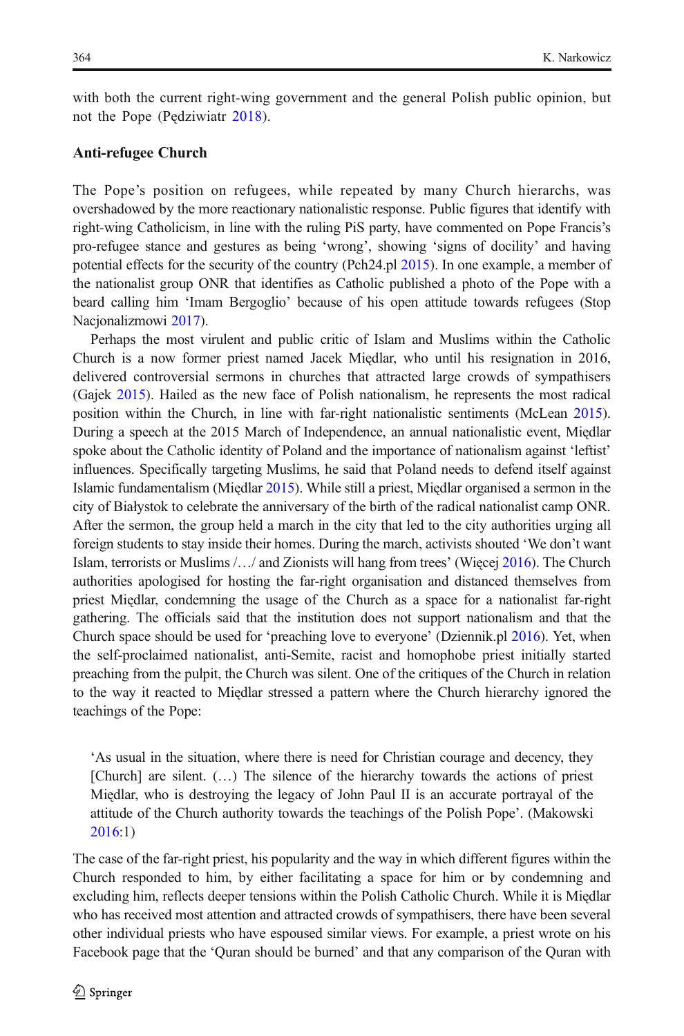with both the current right-wing government and the general Polish public opinion, but not the Pope (Pędziwiatr 2018).

## Anti-refugee Church

The Pope's position on refugees, while repeated by many Church hierarchs, was overshadowed by the more reactionary nationalistic response. Public figures that identify with right-wing Catholicism, in line with the ruling PiS party, have commented on Pope Francis's pro-refugee stance and gestures as being 'wrong', showing 'signs of docility' and having potential effects for the security of the country (Pch24.pl 2015). In one example, a member of the nationalist group ONR that identifies as Catholic published a photo of the Pope with a beard calling him 'Imam Bergoglio' because of his open attitude towards refugees (Stop Nacjonalizmowi 2017).

Perhaps the most virulent and public critic of Islam and Muslims within the Catholic Church is a now former priest named Jacek Międlar, who until his resignation in 2016, delivered controversial sermons in churches that attracted large crowds of sympathisers (Gajek 2015). Hailed as the new face of Polish nationalism, he represents the most radical position within the Church, in line with far-right nationalistic sentiments (McLean 2015). During a speech at the 2015 March of Independence, an annual nationalistic event, Międlar spoke about the Catholic identity of Poland and the importance of nationalism against 'leftist' influences. Specifically targeting Muslims, he said that Poland needs to defend itself against Islamic fundamentalism (Międlar 2015). While still a priest, Międlar organised a sermon in the city of Białystok to celebrate the anniversary of the birth of the radical nationalist camp ONR. After the sermon, the group held a march in the city that led to the city authorities urging all foreign students to stay inside their homes. During the march, activists shouted 'We don't want Islam, terrorists or Muslims /…/ and Zionists will hang from trees' (Więcej 2016). The Church authorities apologised for hosting the far-right organisation and distanced themselves from priest Międlar, condemning the usage of the Church as a space for a nationalist far-right gathering. The officials said that the institution does not support nationalism and that the Church space should be used for 'preaching love to everyone' (Dziennik.pl 2016). Yet, when the self-proclaimed nationalist, anti-Semite, racist and homophobe priest initially started preaching from the pulpit, the Church was silent. One of the critiques of the Church in relation to the way it reacted to Międlar stressed a pattern where the Church hierarchy ignored the teachings of the Pope:

> 'As usual in the situation, where there is need for Christian courage and decency, they [Church] are silent. (…) The silence of the hierarchy towards the actions of priest Międlar, who is destroying the legacy of John Paul II is an accurate portrayal of the attitude of the Church authority towards the teachings of the Polish Pope'. (Makowski 2016:1)

The case of the far-right priest, his popularity and the way in which different figures within the Church responded to him, by either facilitating a space for him or by condemning and excluding him, reflects deeper tensions within the Polish Catholic Church. While it is Międlar who has received most attention and attracted crowds of sympathisers, there have been several other individual priests who have espoused similar views. For example, a priest wrote on his Facebook page that the 'Quran should be burned' and that any comparison of the Quran with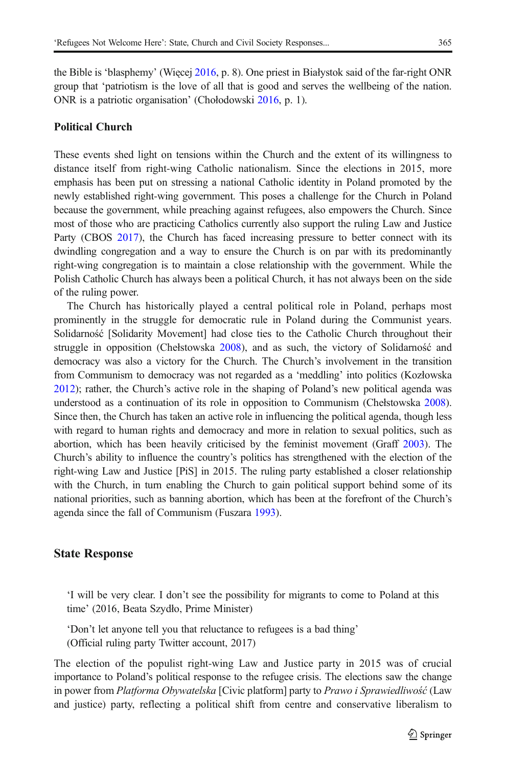the Bible is 'blasphemy' (Więcej 2016, p. 8). One priest in Białystok said of the far-right ONR group that 'patriotism is the love of all that is good and serves the wellbeing of the nation. ONR is a patriotic organisation' (Chołodowski 2016, p. 1).

### Political Church

These events shed light on tensions within the Church and the extent of its willingness to distance itself from right-wing Catholic nationalism. Since the elections in 2015, more emphasis has been put on stressing a national Catholic identity in Poland promoted by the newly established right-wing government. This poses a challenge for the Church in Poland because the government, while preaching against refugees, also empowers the Church. Since most of those who are practicing Catholics currently also support the ruling Law and Justice Party (CBOS 2017), the Church has faced increasing pressure to better connect with its dwindling congregation and a way to ensure the Church is on par with its predominantly right-wing congregation is to maintain a close relationship with the government. While the Polish Catholic Church has always been a political Church, it has not always been on the side of the ruling power.

The Church has historically played a central political role in Poland, perhaps most prominently in the struggle for democratic rule in Poland during the Communist years. Solidarność [Solidarity Movement] had close ties to the Catholic Church throughout their struggle in opposition (Chełstowska 2008), and as such, the victory of Solidarność and democracy was also a victory for the Church. The Church's involvement in the transition from Communism to democracy was not regarded as a 'meddling' into politics (Kozłowska 2012); rather, the Church's active role in the shaping of Poland's new political agenda was understood as a continuation of its role in opposition to Communism (Chełstowska 2008). Since then, the Church has taken an active role in influencing the political agenda, though less with regard to human rights and democracy and more in relation to sexual politics, such as abortion, which has been heavily criticised by the feminist movement (Graff 2003). The Church's ability to influence the country's politics has strengthened with the election of the right-wing Law and Justice [PiS] in 2015. The ruling party established a closer relationship with the Church, in turn enabling the Church to gain political support behind some of its national priorities, such as banning abortion, which has been at the forefront of the Church's agenda since the fall of Communism (Fuszara 1993).

## State Response

> 'I will be very clear. I don't see the possibility for migrants to come to Poland at this time' (2016, Beata Szydło, Prime Minister)
>
> 'Don't let anyone tell you that reluctance to refugees is a bad thing' (Official ruling party Twitter account, 2017)

The election of the populist right-wing Law and Justice party in 2015 was of crucial importance to Poland's political response to the refugee crisis. The elections saw the change in power from *Platforma Obywatelska* [Civic platform] party to *Prawo i Sprawiedliwość* (Law and justice) party, reflecting a political shift from centre and conservative liberalism to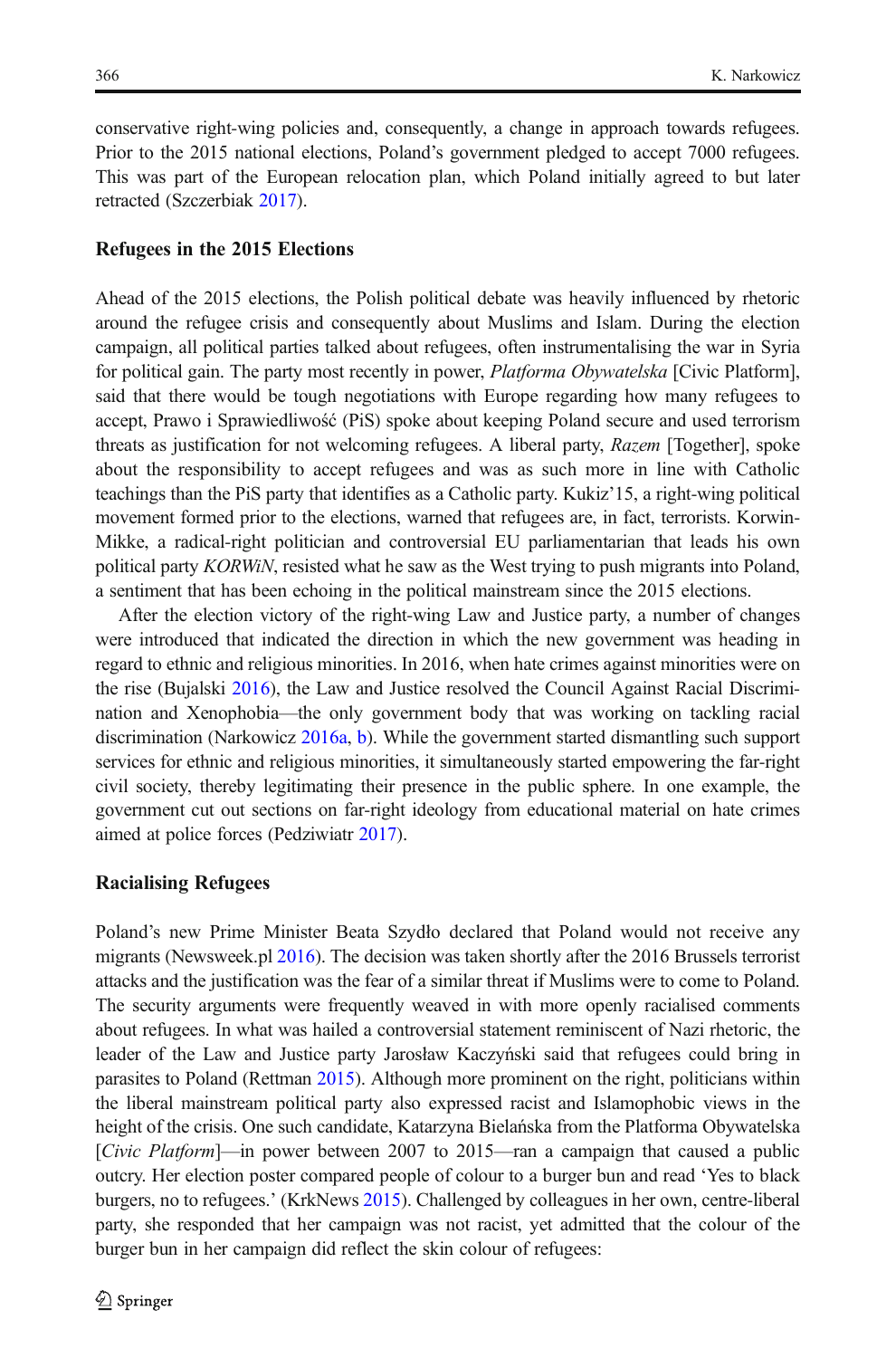conservative right-wing policies and, consequently, a change in approach towards refugees. Prior to the 2015 national elections, Poland's government pledged to accept 7000 refugees. This was part of the European relocation plan, which Poland initially agreed to but later retracted (Szczerbiak 2017).

### Refugees in the 2015 Elections

Ahead of the 2015 elections, the Polish political debate was heavily influenced by rhetoric around the refugee crisis and consequently about Muslims and Islam. During the election campaign, all political parties talked about refugees, often instrumentalising the war in Syria for political gain. The party most recently in power, *Platforma Obywatelska* [Civic Platform], said that there would be tough negotiations with Europe regarding how many refugees to accept, Prawo i Sprawiedliwość (PiS) spoke about keeping Poland secure and used terrorism threats as justification for not welcoming refugees. A liberal party, *Razem* [Together], spoke about the responsibility to accept refugees and was as such more in line with Catholic teachings than the PiS party that identifies as a Catholic party. Kukiz'15, a right-wing political movement formed prior to the elections, warned that refugees are, in fact, terrorists. Korwin-Mikke, a radical-right politician and controversial EU parliamentarian that leads his own political party *KORWiN*, resisted what he saw as the West trying to push migrants into Poland, a sentiment that has been echoing in the political mainstream since the 2015 elections.

After the election victory of the right-wing Law and Justice party, a number of changes were introduced that indicated the direction in which the new government was heading in regard to ethnic and religious minorities. In 2016, when hate crimes against minorities were on the rise (Bujalski 2016), the Law and Justice resolved the Council Against Racial Discrimination and Xenophobia—the only government body that was working on tackling racial discrimination (Narkowicz 2016a, b). While the government started dismantling such support services for ethnic and religious minorities, it simultaneously started empowering the far-right civil society, thereby legitimating their presence in the public sphere. In one example, the government cut out sections on far-right ideology from educational material on hate crimes aimed at police forces (Pedziwiatr 2017).

### Racialising Refugees

Poland's new Prime Minister Beata Szydło declared that Poland would not receive any migrants (Newsweek.pl 2016). The decision was taken shortly after the 2016 Brussels terrorist attacks and the justification was the fear of a similar threat if Muslims were to come to Poland. The security arguments were frequently weaved in with more openly racialised comments about refugees. In what was hailed a controversial statement reminiscent of Nazi rhetoric, the leader of the Law and Justice party Jarosław Kaczyński said that refugees could bring in parasites to Poland (Rettman 2015). Although more prominent on the right, politicians within the liberal mainstream political party also expressed racist and Islamophobic views in the height of the crisis. One such candidate, Katarzyna Bielańska from the Platforma Obywatelska [*Civic Platform*]—in power between 2007 to 2015—ran a campaign that caused a public outcry. Her election poster compared people of colour to a burger bun and read 'Yes to black burgers, no to refugees.' (KrkNews 2015). Challenged by colleagues in her own, centre-liberal party, she responded that her campaign was not racist, yet admitted that the colour of the burger bun in her campaign did reflect the skin colour of refugees: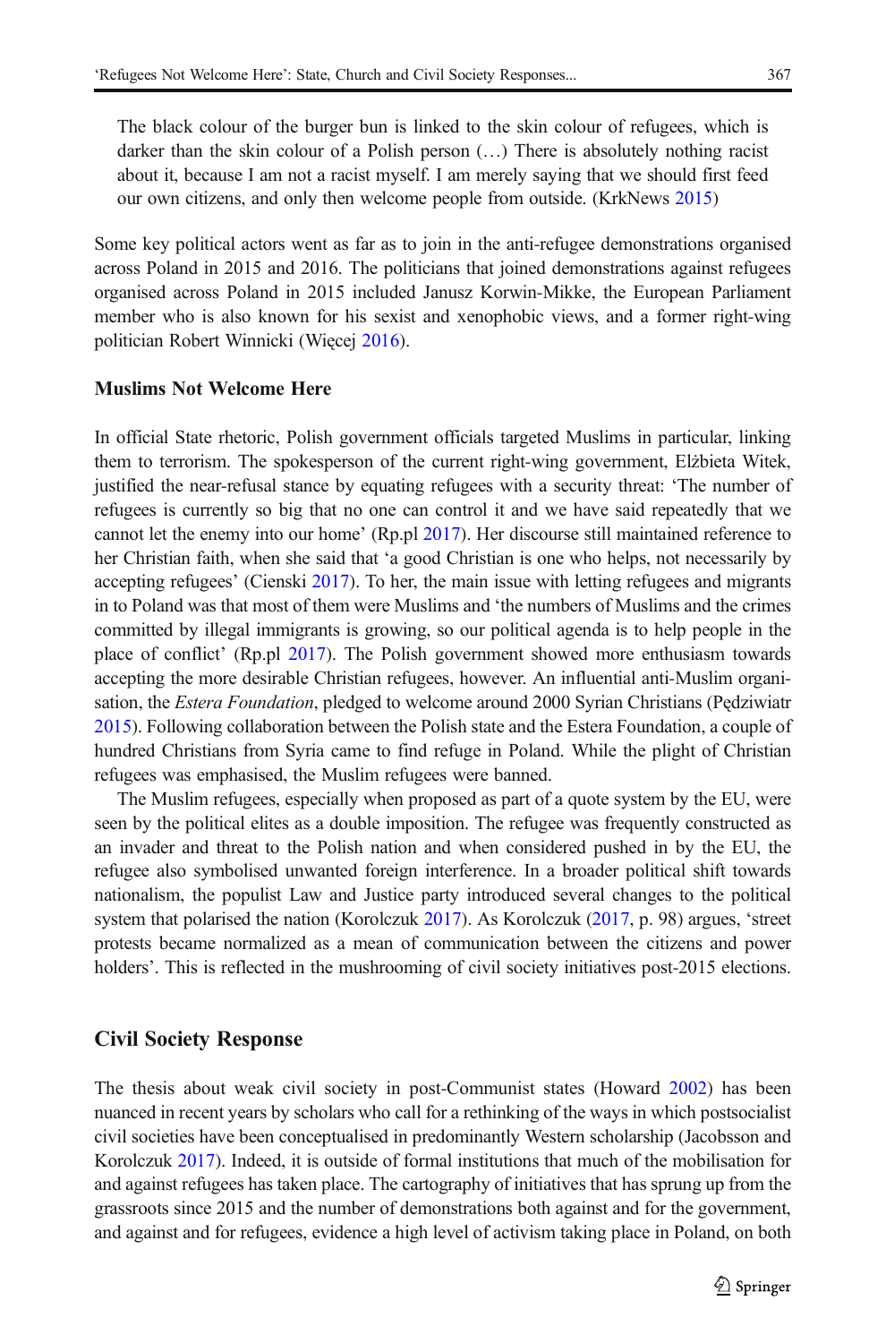> The black colour of the burger bun is linked to the skin colour of refugees, which is darker than the skin colour of a Polish person (…) There is absolutely nothing racist about it, because I am not a racist myself. I am merely saying that we should first feed our own citizens, and only then welcome people from outside. (KrkNews 2015)

Some key political actors went as far as to join in the anti-refugee demonstrations organised across Poland in 2015 and 2016. The politicians that joined demonstrations against refugees organised across Poland in 2015 included Janusz Korwin-Mikke, the European Parliament member who is also known for his sexist and xenophobic views, and a former right-wing politician Robert Winnicki (Więcej 2016).

### Muslims Not Welcome Here

In official State rhetoric, Polish government officials targeted Muslims in particular, linking them to terrorism. The spokesperson of the current right-wing government, Elżbieta Witek, justified the near-refusal stance by equating refugees with a security threat: 'The number of refugees is currently so big that no one can control it and we have said repeatedly that we cannot let the enemy into our home' (Rp.pl 2017). Her discourse still maintained reference to her Christian faith, when she said that 'a good Christian is one who helps, not necessarily by accepting refugees' (Cienski 2017). To her, the main issue with letting refugees and migrants in to Poland was that most of them were Muslims and 'the numbers of Muslims and the crimes committed by illegal immigrants is growing, so our political agenda is to help people in the place of conflict' (Rp.pl 2017). The Polish government showed more enthusiasm towards accepting the more desirable Christian refugees, however. An influential anti-Muslim organisation, the *Estera Foundation*, pledged to welcome around 2000 Syrian Christians (Pędziwiatr 2015). Following collaboration between the Polish state and the Estera Foundation, a couple of hundred Christians from Syria came to find refuge in Poland. While the plight of Christian refugees was emphasised, the Muslim refugees were banned.

The Muslim refugees, especially when proposed as part of a quote system by the EU, were seen by the political elites as a double imposition. The refugee was frequently constructed as an invader and threat to the Polish nation and when considered pushed in by the EU, the refugee also symbolised unwanted foreign interference. In a broader political shift towards nationalism, the populist Law and Justice party introduced several changes to the political system that polarised the nation (Korolczuk 2017). As Korolczuk (2017, p. 98) argues, 'street protests became normalized as a mean of communication between the citizens and power holders'. This is reflected in the mushrooming of civil society initiatives post-2015 elections.

## Civil Society Response

The thesis about weak civil society in post-Communist states (Howard 2002) has been nuanced in recent years by scholars who call for a rethinking of the ways in which postsocialist civil societies have been conceptualised in predominantly Western scholarship (Jacobsson and Korolczuk 2017). Indeed, it is outside of formal institutions that much of the mobilisation for and against refugees has taken place. The cartography of initiatives that has sprung up from the grassroots since 2015 and the number of demonstrations both against and for the government, and against and for refugees, evidence a high level of activism taking place in Poland, on both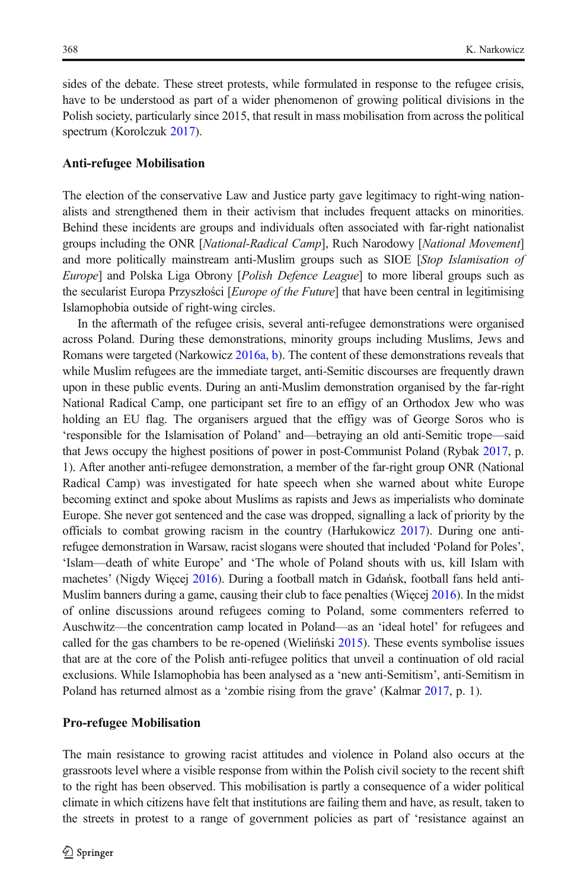sides of the debate. These street protests, while formulated in response to the refugee crisis, have to be understood as part of a wider phenomenon of growing political divisions in the Polish society, particularly since 2015, that result in mass mobilisation from across the political spectrum (Korolczuk 2017).

### Anti-refugee Mobilisation

The election of the conservative Law and Justice party gave legitimacy to right-wing nationalists and strengthened them in their activism that includes frequent attacks on minorities. Behind these incidents are groups and individuals often associated with far-right nationalist groups including the ONR [*National-Radical Camp*], Ruch Narodowy [*National Movement*] and more politically mainstream anti-Muslim groups such as SIOE [*Stop Islamisation of Europe*] and Polska Liga Obrony [*Polish Defence League*] to more liberal groups such as the secularist Europa Przyszłości [*Europe of the Future*] that have been central in legitimising Islamophobia outside of right-wing circles.

In the aftermath of the refugee crisis, several anti-refugee demonstrations were organised across Poland. During these demonstrations, minority groups including Muslims, Jews and Romans were targeted (Narkowicz 2016a, b). The content of these demonstrations reveals that while Muslim refugees are the immediate target, anti-Semitic discourses are frequently drawn upon in these public events. During an anti-Muslim demonstration organised by the far-right National Radical Camp, one participant set fire to an effigy of an Orthodox Jew who was holding an EU flag. The organisers argued that the effigy was of George Soros who is 'responsible for the Islamisation of Poland' and—betraying an old anti-Semitic trope—said that Jews occupy the highest positions of power in post-Communist Poland (Rybak 2017, p. 1). After another anti-refugee demonstration, a member of the far-right group ONR (National Radical Camp) was investigated for hate speech when she warned about white Europe becoming extinct and spoke about Muslims as rapists and Jews as imperialists who dominate Europe. She never got sentenced and the case was dropped, signalling a lack of priority by the officials to combat growing racism in the country (Harłukowicz 2017). During one anti-refugee demonstration in Warsaw, racist slogans were shouted that included 'Poland for Poles', 'Islam—death of white Europe' and 'The whole of Poland shouts with us, kill Islam with machetes' (Nigdy Więcej 2016). During a football match in Gdańsk, football fans held anti-Muslim banners during a game, causing their club to face penalties (Więcej 2016). In the midst of online discussions around refugees coming to Poland, some commenters referred to Auschwitz—the concentration camp located in Poland—as an 'ideal hotel' for refugees and called for the gas chambers to be re-opened (Wieliński 2015). These events symbolise issues that are at the core of the Polish anti-refugee politics that unveil a continuation of old racial exclusions. While Islamophobia has been analysed as a 'new anti-Semitism', anti-Semitism in Poland has returned almost as a 'zombie rising from the grave' (Kalmar 2017, p. 1).

### Pro-refugee Mobilisation

The main resistance to growing racist attitudes and violence in Poland also occurs at the grassroots level where a visible response from within the Polish civil society to the recent shift to the right has been observed. This mobilisation is partly a consequence of a wider political climate in which citizens have felt that institutions are failing them and have, as result, taken to the streets in protest to a range of government policies as part of 'resistance against an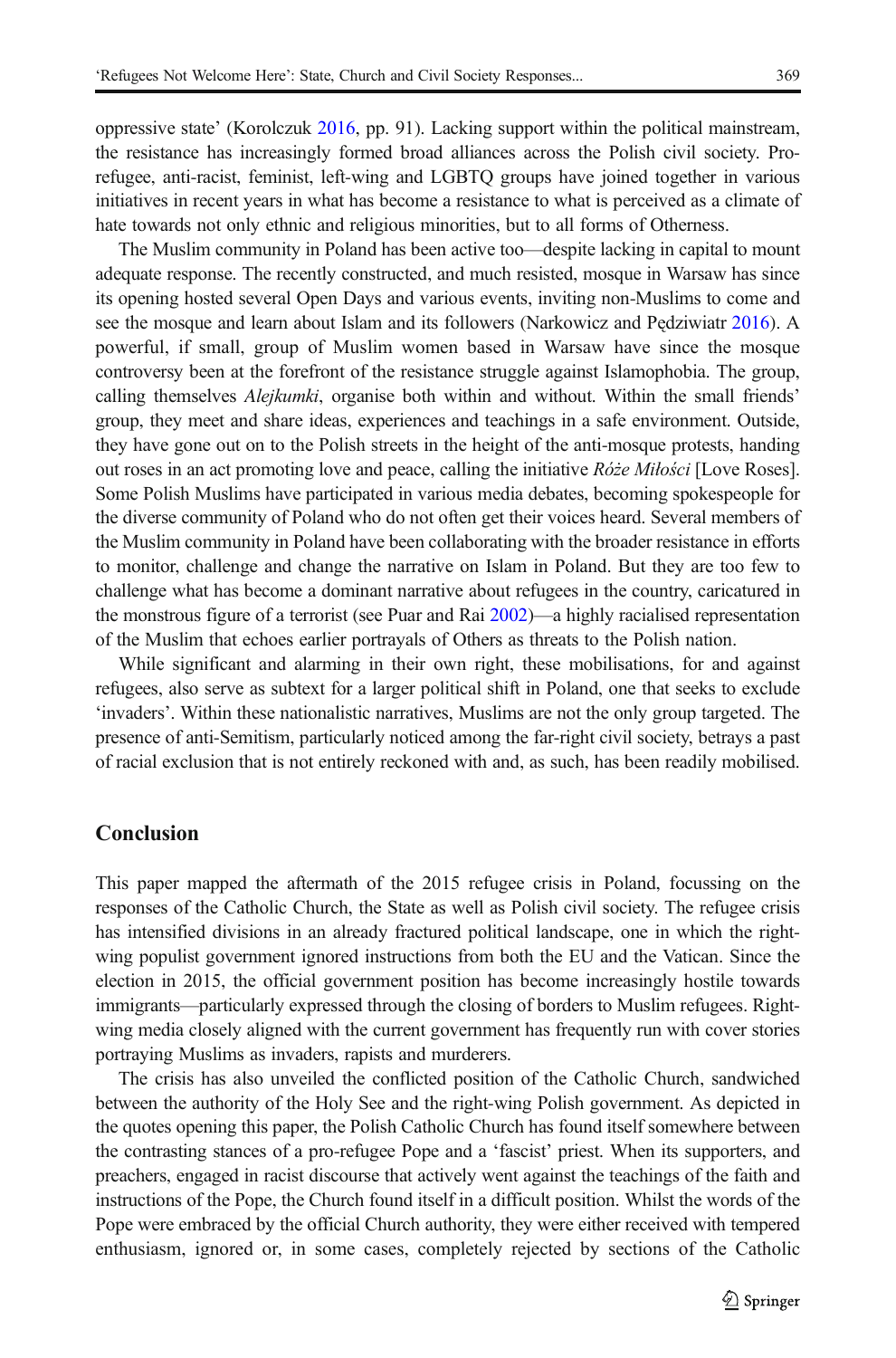oppressive state' (Korolczuk 2016, pp. 91). Lacking support within the political mainstream, the resistance has increasingly formed broad alliances across the Polish civil society. Pro-refugee, anti-racist, feminist, left-wing and LGBTQ groups have joined together in various initiatives in recent years in what has become a resistance to what is perceived as a climate of hate towards not only ethnic and religious minorities, but to all forms of Otherness.

The Muslim community in Poland has been active too—despite lacking in capital to mount adequate response. The recently constructed, and much resisted, mosque in Warsaw has since its opening hosted several Open Days and various events, inviting non-Muslims to come and see the mosque and learn about Islam and its followers (Narkowicz and Pędziwiatr 2016). A powerful, if small, group of Muslim women based in Warsaw have since the mosque controversy been at the forefront of the resistance struggle against Islamophobia. The group, calling themselves *Alejkumki*, organise both within and without. Within the small friends' group, they meet and share ideas, experiences and teachings in a safe environment. Outside, they have gone out on to the Polish streets in the height of the anti-mosque protests, handing out roses in an act promoting love and peace, calling the initiative *Róże Miłości* [Love Roses]. Some Polish Muslims have participated in various media debates, becoming spokespeople for the diverse community of Poland who do not often get their voices heard. Several members of the Muslim community in Poland have been collaborating with the broader resistance in efforts to monitor, challenge and change the narrative on Islam in Poland. But they are too few to challenge what has become a dominant narrative about refugees in the country, caricatured in the monstrous figure of a terrorist (see Puar and Rai 2002)—a highly racialised representation of the Muslim that echoes earlier portrayals of Others as threats to the Polish nation.

While significant and alarming in their own right, these mobilisations, for and against refugees, also serve as subtext for a larger political shift in Poland, one that seeks to exclude 'invaders'. Within these nationalistic narratives, Muslims are not the only group targeted. The presence of anti-Semitism, particularly noticed among the far-right civil society, betrays a past of racial exclusion that is not entirely reckoned with and, as such, has been readily mobilised.

## Conclusion

This paper mapped the aftermath of the 2015 refugee crisis in Poland, focussing on the responses of the Catholic Church, the State as well as Polish civil society. The refugee crisis has intensified divisions in an already fractured political landscape, one in which the right-wing populist government ignored instructions from both the EU and the Vatican. Since the election in 2015, the official government position has become increasingly hostile towards immigrants—particularly expressed through the closing of borders to Muslim refugees. Right-wing media closely aligned with the current government has frequently run with cover stories portraying Muslims as invaders, rapists and murderers.

The crisis has also unveiled the conflicted position of the Catholic Church, sandwiched between the authority of the Holy See and the right-wing Polish government. As depicted in the quotes opening this paper, the Polish Catholic Church has found itself somewhere between the contrasting stances of a pro-refugee Pope and a 'fascist' priest. When its supporters, and preachers, engaged in racist discourse that actively went against the teachings of the faith and instructions of the Pope, the Church found itself in a difficult position. Whilst the words of the Pope were embraced by the official Church authority, they were either received with tempered enthusiasm, ignored or, in some cases, completely rejected by sections of the Catholic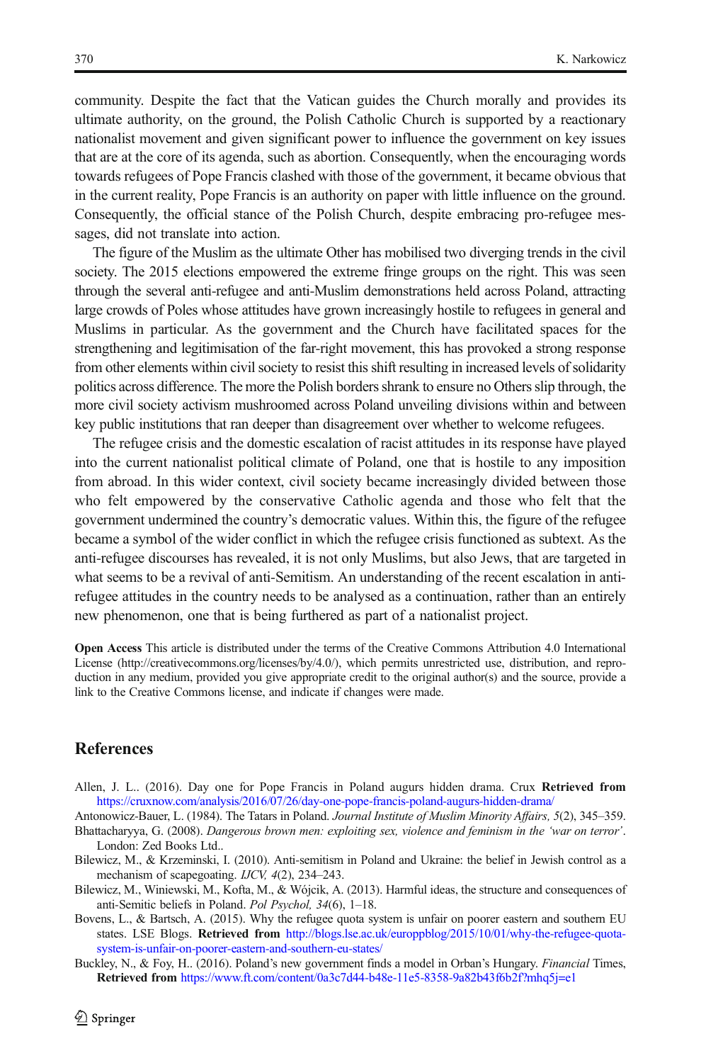community. Despite the fact that the Vatican guides the Church morally and provides its ultimate authority, on the ground, the Polish Catholic Church is supported by a reactionary nationalist movement and given significant power to influence the government on key issues that are at the core of its agenda, such as abortion. Consequently, when the encouraging words towards refugees of Pope Francis clashed with those of the government, it became obvious that in the current reality, Pope Francis is an authority on paper with little influence on the ground. Consequently, the official stance of the Polish Church, despite embracing pro-refugee messages, did not translate into action.

The figure of the Muslim as the ultimate Other has mobilised two diverging trends in the civil society. The 2015 elections empowered the extreme fringe groups on the right. This was seen through the several anti-refugee and anti-Muslim demonstrations held across Poland, attracting large crowds of Poles whose attitudes have grown increasingly hostile to refugees in general and Muslims in particular. As the government and the Church have facilitated spaces for the strengthening and legitimisation of the far-right movement, this has provoked a strong response from other elements within civil society to resist this shift resulting in increased levels of solidarity politics across difference. The more the Polish borders shrank to ensure no Others slip through, the more civil society activism mushroomed across Poland unveiling divisions within and between key public institutions that ran deeper than disagreement over whether to welcome refugees.

The refugee crisis and the domestic escalation of racist attitudes in its response have played into the current nationalist political climate of Poland, one that is hostile to any imposition from abroad. In this wider context, civil society became increasingly divided between those who felt empowered by the conservative Catholic agenda and those who felt that the government undermined the country's democratic values. Within this, the figure of the refugee became a symbol of the wider conflict in which the refugee crisis functioned as subtext. As the anti-refugee discourses has revealed, it is not only Muslims, but also Jews, that are targeted in what seems to be a revival of anti-Semitism. An understanding of the recent escalation in anti-refugee attitudes in the country needs to be analysed as a continuation, rather than an entirely new phenomenon, one that is being furthered as part of a nationalist project.

**Open Access** This article is distributed under the terms of the Creative Commons Attribution 4.0 International License (http://creativecommons.org/licenses/by/4.0/), which permits unrestricted use, distribution, and reproduction in any medium, provided you give appropriate credit to the original author(s) and the source, provide a link to the Creative Commons license, and indicate if changes were made.

## References

Allen, J. L.. (2016). Day one for Pope Francis in Poland augurs hidden drama. Crux **Retrieved from** https://cruxnow.com/analysis/2016/07/26/day-one-pope-francis-poland-augurs-hidden-drama/

Antonowicz-Bauer, L. (1984). The Tatars in Poland. *Journal Institute of Muslim Minority Affairs, 5*(2), 345–359.

Bhattacharyya, G. (2008). *Dangerous brown men: exploiting sex, violence and feminism in the 'war on terror'*. London: Zed Books Ltd..

Bilewicz, M., & Krzeminski, I. (2010). Anti-semitism in Poland and Ukraine: the belief in Jewish control as a mechanism of scapegoating. *IJCV, 4*(2), 234–243.

Bilewicz, M., Winiewski, M., Kofta, M., & Wójcik, A. (2013). Harmful ideas, the structure and consequences of anti-Semitic beliefs in Poland. *Pol Psychol, 34*(6), 1–18.

Bovens, L., & Bartsch, A. (2015). Why the refugee quota system is unfair on poorer eastern and southern EU states. LSE Blogs. **Retrieved from** http://blogs.lse.ac.uk/europpblog/2015/10/01/why-the-refugee-quota-system-is-unfair-on-poorer-eastern-and-southern-eu-states/

Buckley, N., & Foy, H.. (2016). Poland's new government finds a model in Orban's Hungary. *Financial* Times, **Retrieved from** https://www.ft.com/content/0a3c7d44-b48e-11e5-8358-9a82b43f6b2f?mhq5j=e1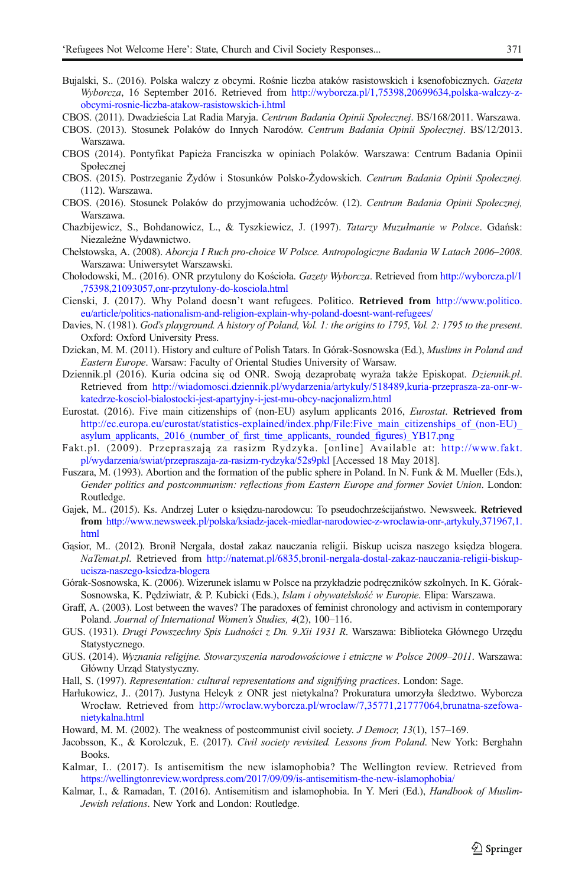Bujalski, S.. (2016). Polska walczy z obcymi. Rośnie liczba ataków rasistowskich i ksenofobicznych. *Gazeta Wyborcza*, 16 September 2016. Retrieved from http://wyborcza.pl/1,75398,20699634,polska-walczy-z-obcymi-rosnie-liczba-atakow-rasistowskich-i.html

CBOS. (2011). Dwadzieścia Lat Radia Maryja. *Centrum Badania Opinii Społecznej*. BS/168/2011. Warszawa.

CBOS. (2013). Stosunek Polaków do Innych Narodów. *Centrum Badania Opinii Społecznej*. BS/12/2013. Warszawa.

CBOS (2014). Pontyfikat Papieża Franciszka w opiniach Polaków. Warszawa: Centrum Badania Opinii Społecznej

CBOS. (2015). Postrzeganie Żydów i Stosunków Polsko-Żydowskich. *Centrum Badania Opinii Społecznej.* (112). Warszawa.

CBOS. (2016). Stosunek Polaków do przyjmowania uchodźców. (12). *Centrum Badania Opinii Społecznej,* Warszawa.

Chazbijewicz, S., Bohdanowicz, L., & Tyszkiewicz, J. (1997). *Tatarzy Muzułmanie w Polsce*. Gdańsk: Niezależne Wydawnictwo.

Chełstowska, A. (2008). *Aborcja I Ruch pro-choice W Polsce. Antropologiczne Badania W Latach 2006–2008*. Warszawa: Uniwersytet Warszawski.

Chołodowski, M.. (2016). ONR przytulony do Kościoła. *Gazety Wyborcza*. Retrieved from http://wyborcza.pl/1,75398,21093057,onr-przytulony-do-kosciola.html

Cienski, J. (2017). Why Poland doesn't want refugees. Politico. **Retrieved from** http://www.politico.eu/article/politics-nationalism-and-religion-explain-why-poland-doesnt-want-refugees/

Davies, N. (1981). *God's playground. A history of Poland, Vol. 1: the origins to 1795, Vol. 2: 1795 to the present*. Oxford: Oxford University Press.

Dziekan, M. M. (2011). History and culture of Polish Tatars. In Górak-Sosnowska (Ed.), *Muslims in Poland and Eastern Europe*. Warsaw: Faculty of Oriental Studies University of Warsaw.

Dziennik.pl (2016). Kuria odcina się od ONR. Swoją dezaprobatę wyraża także Episkopat. *Dziennik.pl*. Retrieved from http://wiadomosci.dziennik.pl/wydarzenia/artykuly/518489,kuria-przeprasza-za-onr-w-katedrze-kosciol-bialostocki-jest-apartyjny-i-jest-mu-obcy-nacjonalizm.html

Eurostat. (2016). Five main citizenships of (non-EU) asylum applicants 2016, *Eurostat*. **Retrieved from** http://ec.europa.eu/eurostat/statistics-explained/index.php/File:Five_main_citizenships_of_(non-EU)_asylum_applicants,_2016_(number_of_first_time_applicants,_rounded_figures)_YB17.png

Fakt.pl. (2009). Przepraszają za rasizm Rydzyka. [online] Available at: http://www.fakt.pl/wydarzenia/swiat/przepraszaja-za-rasizm-rydzyka/52s9pkl [Accessed 18 May 2018].

Fuszara, M. (1993). Abortion and the formation of the public sphere in Poland. In N. Funk & M. Mueller (Eds.), *Gender politics and postcommunism: reflections from Eastern Europe and former Soviet Union*. London: Routledge.

Gajek, M.. (2015). Ks. Andrzej Luter o księdzu-narodowcu: To pseudochrześcijaństwo. Newsweek. **Retrieved from** http://www.newsweek.pl/polska/ksiadz-jacek-miedlar-narodowiec-z-wroclawia-onr-,artykuly,371967,1.html

Gąsior, M.. (2012). Bronił Nergala, dostał zakaz nauczania religii. Biskup ucisza naszego księdza blogera. *NaTemat.pl*. Retrieved from http://natemat.pl/6835,bronil-nergala-dostal-zakaz-nauczania-religii-biskup-ucisza-naszego-ksiedza-blogera

Górak-Sosnowska, K. (2006). Wizerunek islamu w Polsce na przykładzie podręczników szkolnych. In K. Górak-Sosnowska, K. Pędziwiatr, & P. Kubicki (Eds.), *Islam i obywatelskość w Europie*. Elipa: Warszawa.

Graff, A. (2003). Lost between the waves? The paradoxes of feminist chronology and activism in contemporary Poland. *Journal of International Women's Studies, 4*(2), 100–116.

GUS. (1931). *Drugi Powszechny Spis Ludności z Dn. 9.Xii 1931 R*. Warszawa: Biblioteka Głównego Urzędu Statystycznego.

GUS. (2014). *Wyznania religijne. Stowarzyszenia narodowościowe i etniczne w Polsce 2009–2011*. Warszawa: Główny Urząd Statystyczny.

Hall, S. (1997). *Representation: cultural representations and signifying practices*. London: Sage.

Harłukowicz, J.. (2017). Justyna Helcyk z ONR jest nietykalna? Prokuratura umorzyła śledztwo. Wyborcza Wrocław. Retrieved from http://wroclaw.wyborcza.pl/wroclaw/7,35771,21777064,brunatna-szefowa-nietykalna.html

Howard, M. M. (2002). The weakness of postcommunist civil society. *J Democr, 13*(1), 157–169.

Jacobsson, K., & Korolczuk, E. (2017). *Civil society revisited. Lessons from Poland*. New York: Berghahn Books.

Kalmar, I.. (2017). Is antisemitism the new islamophobia? The Wellington review. Retrieved from https://wellingtonreview.wordpress.com/2017/09/09/is-antisemitism-the-new-islamophobia/

Kalmar, I., & Ramadan, T. (2016). Antisemitism and islamophobia. In Y. Meri (Ed.), *Handbook of Muslim-Jewish relations*. New York and London: Routledge.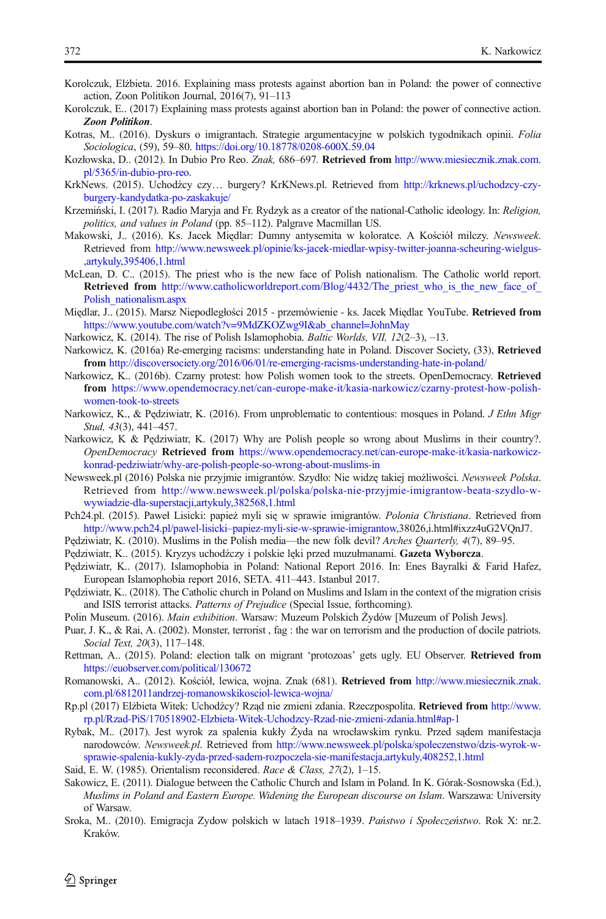Korolczuk, Elżbieta. 2016. Explaining mass protests against abortion ban in Poland: the power of connective action, Zoon Politikon Journal, 2016(7), 91–113

Korolczuk, E.. (2017) Explaining mass protests against abortion ban in Poland: the power of connective action. ***Zoon Politikon***.

Kotras, M.. (2016). Dyskurs o imigrantach. Strategie argumentacyjne w polskich tygodnikach opinii. *Folia Sociologica*, (59), 59–80. https://doi.org/10.18778/0208-600X.59.04

Kozłowska, D.. (2012). In Dubio Pro Reo. *Znak,* 686–697. **Retrieved from** http://www.miesiecznik.znak.com.pl/5365/in-dubio-pro-reo.

KrkNews. (2015). Uchodźcy czy… burgery? KrKNews.pl. Retrieved from http://krknews.pl/uchodzcy-czy-burgery-kandydatka-po-zaskakuje/

Krzemiński, I. (2017). Radio Maryja and Fr. Rydzyk as a creator of the national-Catholic ideology. In: *Religion, politics, and values in Poland* (pp. 85–112). Palgrave Macmillan US.

Makowski, J.. (2016). Ks. Jacek Międlar: Dumny antysemita w koloratce. A Kościół milczy. *Newsweek*. Retrieved from http://www.newsweek.pl/opinie/ks-jacek-miedlar-wpisy-twitter-joanna-scheuring-wielgus-,artykuly,395406,1.html

McLean, D. C.. (2015). The priest who is the new face of Polish nationalism. The Catholic world report. **Retrieved from** http://www.catholicworldreport.com/Blog/4432/The_priest_who_is_the_new_face_of_Polish_nationalism.aspx

Międlar, J.. (2015). Marsz Niepodległości 2015 - przemówienie - ks. Jacek Międlar. YouTube. **Retrieved from** https://www.youtube.com/watch?v=9MdZKOZwg9I&ab_channel=JohnMay

Narkowicz, K. (2014). The rise of Polish Islamophobia. *Baltic Worlds, VII, 12*(2–3), –13.

Narkowicz, K. (2016a) Re-emerging racisms: understanding hate in Poland. Discover Society, (33), **Retrieved from** http://discoversociety.org/2016/06/01/re-emerging-racisms-understanding-hate-in-poland/

Narkowicz, K.. (2016b). Czarny protest: how Polish women took to the streets. OpenDemocracy. **Retrieved from** https://www.opendemocracy.net/can-europe-make-it/kasia-narkowicz/czarny-protest-how-polish-women-took-to-streets

Narkowicz, K., & Pędziwiatr, K. (2016). From unproblematic to contentious: mosques in Poland. *J Ethn Migr Stud, 43*(3), 441–457.

Narkowicz, K & Pędziwiatr, K. (2017) Why are Polish people so wrong about Muslims in their country?. *OpenDemocracy* **Retrieved from** https://www.opendemocracy.net/can-europe-make-it/kasia-narkowicz-konrad-pedziwiatr/why-are-polish-people-so-wrong-about-muslims-in

Newsweek.pl (2016) Polska nie przyjmie imigrantów. Szydło: Nie widzę takiej możliwości. *Newsweek Polska*. Retrieved from http://www.newsweek.pl/polska/polska-nie-przyjmie-imigrantow-beata-szydlo-w-wywiadzie-dla-superstacji,artykuly,382568,1.html

Pch24.pl. (2015). Paweł Lisicki: papież myli się w sprawie imigrantów. *Polonia Christiana*. Retrieved from http://www.pch24.pl/pawel-lisicki–papiez-myli-sie-w-sprawie-imigrantow,38026,i.html#ixzz4uG2VQnJ7.

Pędziwiatr, K. (2010). Muslims in the Polish media—the new folk devil? *Arches Quarterly, 4*(7), 89–95.

Pędziwiatr, K.. (2015). Kryzys uchodźczy i polskie lęki przed muzułmanami. **Gazeta Wyborcza**.

Pędziwiatr, K.. (2017). Islamophobia in Poland: National Report 2016. In: Enes Bayralki & Farid Hafez, European Islamophobia report 2016, SETA. 411–443. Istanbul 2017.

Pędziwiatr, K.. (2018). The Catholic church in Poland on Muslims and Islam in the context of the migration crisis and ISIS terrorist attacks. *Patterns of Prejudice* (Special Issue, forthcoming).

Polin Museum. (2016). *Main exhibition*. Warsaw: Muzeum Polskich Żydów [Muzeum of Polish Jews].

Puar, J. K., & Rai, A. (2002). Monster, terrorist , fag : the war on terrorism and the production of docile patriots. *Social Text, 20*(3), 117–148.

Rettman, A.. (2015). Poland: election talk on migrant 'protozoas' gets ugly. EU Observer. **Retrieved from** https://euobserver.com/political/130672

Romanowski, A.. (2012). Kościół, lewica, wojna. Znak (681). **Retrieved from** http://www.miesiecznik.znak.com.pl/6812011andrzej-romanowskikosciol-lewica-wojna/

Rp.pl (2017) Elżbieta Witek: Uchodźcy? Rząd nie zmieni zdania. Rzeczpospolita. **Retrieved from** http://www.rp.pl/Rzad-PiS/170518902-Elzbieta-Witek-Uchodzcy-Rzad-nie-zmieni-zdania.html#ap-1

Rybak, M.. (2017). Jest wyrok za spalenia kukły Żyda na wrocławskim rynku. Przed sądem manifestacja narodowców. *Newsweek.pl*. Retrieved from http://www.newsweek.pl/polska/spoleczenstwo/dzis-wyrok-w-sprawie-spalenia-kukly-zyda-przed-sadem-rozpoczela-sie-manifestacja,artykuly,408252,1.html

Said, E. W. (1985). Orientalism reconsidered. *Race & Class, 27*(2), 1–15.

Sakowicz, E. (2011). Dialogue between the Catholic Church and Islam in Poland. In K. Górak-Sosnowska (Ed.), *Muslims in Poland and Eastern Europe. Widening the European discourse on Islam*. Warszawa: University of Warsaw.

Sroka, M.. (2010). Emigracja Zydow polskich w latach 1918–1939. *Państwo i Społeczeństwo*. Rok X: nr.2. Kraków.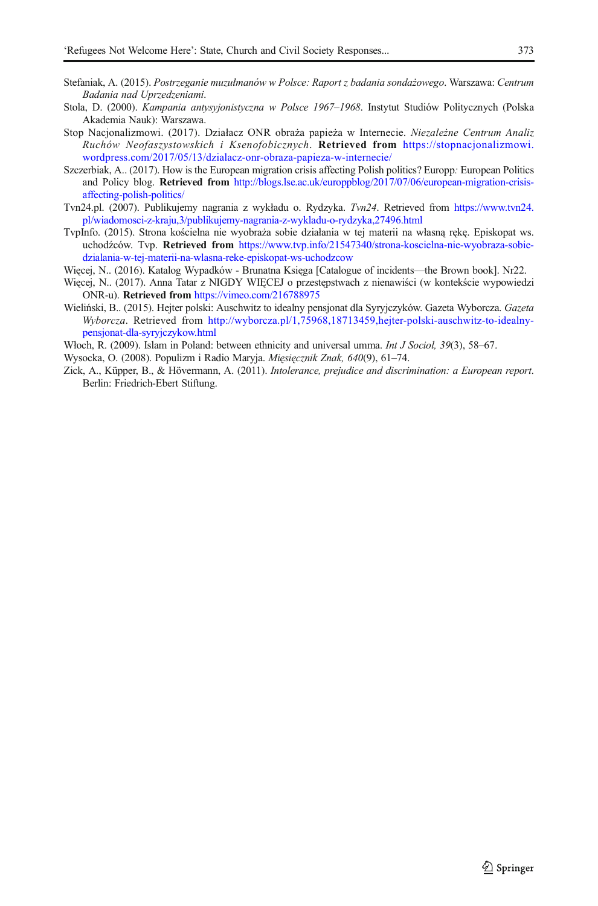Stefaniak, A. (2015). *Postrzeganie muzułmanów w Polsce: Raport z badania sondażowego*. Warszawa: *Centrum Badania nad Uprzedzeniami*.

Stola, D. (2000). *Kampania antysyjonistyczna w Polsce 1967–1968*. Instytut Studiów Politycznych (Polska Akademia Nauk): Warszawa.

Stop Nacjonalizmowi. (2017). Działacz ONR obraża papieża w Internecie. *Niezależne Centrum Analiz Ruchów Neofaszystowskich i Ksenofobicznych*. **Retrieved from** https://stopnacjonalizmowi.wordpress.com/2017/05/13/dzialacz-onr-obraza-papieza-w-internecie/

Szczerbiak, A.. (2017). How is the European migration crisis affecting Polish politics? Europp*:* European Politics and Policy blog. **Retrieved from** http://blogs.lse.ac.uk/europpblog/2017/07/06/european-migration-crisis-affecting-polish-politics/

Tvn24.pl. (2007). Publikujemy nagrania z wykładu o. Rydzyka. *Tvn24*. Retrieved from https://www.tvn24.pl/wiadomosci-z-kraju,3/publikujemy-nagrania-z-wykladu-o-rydzyka,27496.html

TvpInfo. (2015). Strona kościelna nie wyobraża sobie działania w tej materii na własną rękę. Episkopat ws. uchodźców. Tvp. **Retrieved from** https://www.tvp.info/21547340/strona-koscielna-nie-wyobraza-sobie-dzialania-w-tej-materii-na-wlasna-reke-episkopat-ws-uchodzcow

Więcej, N.. (2016). Katalog Wypadków - Brunatna Księga [Catalogue of incidents—the Brown book]. Nr22.

Więcej, N.. (2017). Anna Tatar z NIGDY WIĘCEJ o przestępstwach z nienawiści (w kontekście wypowiedzi ONR-u). **Retrieved from** https://vimeo.com/216788975

Wieliński, B.. (2015). Hejter polski: Auschwitz to idealny pensjonat dla Syryjczyków. Gazeta Wyborcza. *Gazeta Wyborcza*. Retrieved from http://wyborcza.pl/1,75968,18713459,hejter-polski-auschwitz-to-idealny-pensjonat-dla-syryjczykow.html

Włoch, R. (2009). Islam in Poland: between ethnicity and universal umma. *Int J Sociol, 39*(3), 58–67.

Wysocka, O. (2008). Populizm i Radio Maryja. *Mięsięcznik Znak, 640*(9), 61–74.

Zick, A., Küpper, B., & Hövermann, A. (2011). *Intolerance, prejudice and discrimination: a European report*. Berlin: Friedrich-Ebert Stiftung.